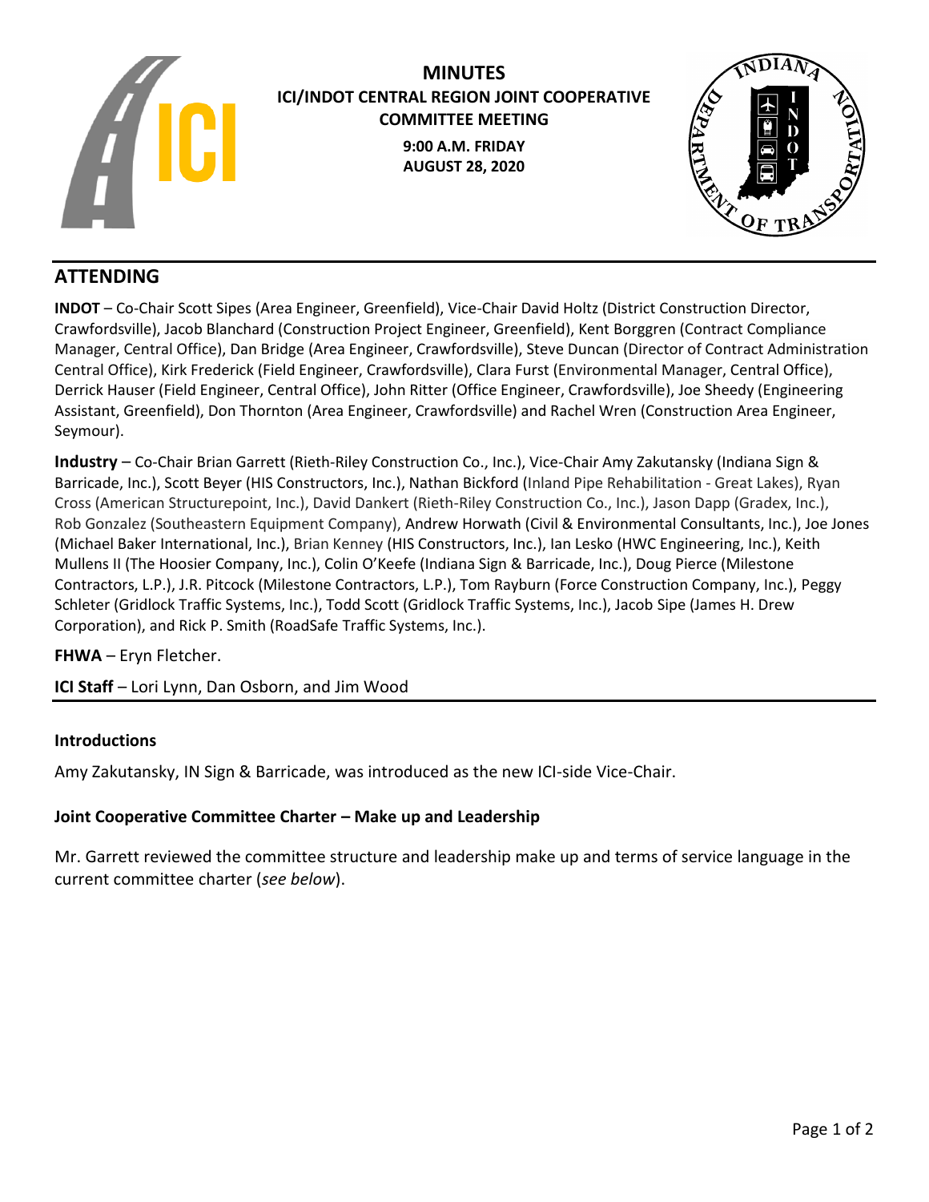# MINUTES

## ICI/INDOT CENTRAL REGION JOINT COOPERATIVE COMMITTEE MEETING

**9:00 A.M. FRIDAY**
**AUGUST 28, 2020**

## ATTENDING

**INDOT** – Co-Chair Scott Sipes (Area Engineer, Greenfield), Vice-Chair David Holtz (District Construction Director, Crawfordsville), Jacob Blanchard (Construction Project Engineer, Greenfield), Kent Borggren (Contract Compliance Manager, Central Office), Dan Bridge (Area Engineer, Crawfordsville), Steve Duncan (Director of Contract Administration Central Office), Kirk Frederick (Field Engineer, Crawfordsville), Clara Furst (Environmental Manager, Central Office), Derrick Hauser (Field Engineer, Central Office), John Ritter (Office Engineer, Crawfordsville), Joe Sheedy (Engineering Assistant, Greenfield), Don Thornton (Area Engineer, Crawfordsville) and Rachel Wren (Construction Area Engineer, Seymour).

**Industry** – Co-Chair Brian Garrett (Rieth-Riley Construction Co., Inc.), Vice-Chair Amy Zakutansky (Indiana Sign & Barricade, Inc.), Scott Beyer (HIS Constructors, Inc.), Nathan Bickford (Inland Pipe Rehabilitation - Great Lakes), Ryan Cross (American Structurepoint, Inc.), David Dankert (Rieth-Riley Construction Co., Inc.), Jason Dapp (Gradex, Inc.), Rob Gonzalez (Southeastern Equipment Company), Andrew Horwath (Civil & Environmental Consultants, Inc.), Joe Jones (Michael Baker International, Inc.), Brian Kenney (HIS Constructors, Inc.), Ian Lesko (HWC Engineering, Inc.), Keith Mullens II (The Hoosier Company, Inc.), Colin O'Keefe (Indiana Sign & Barricade, Inc.), Doug Pierce (Milestone Contractors, L.P.), J.R. Pitcock (Milestone Contractors, L.P.), Tom Rayburn (Force Construction Company, Inc.), Peggy Schleter (Gridlock Traffic Systems, Inc.), Todd Scott (Gridlock Traffic Systems, Inc.), Jacob Sipe (James H. Drew Corporation), and Rick P. Smith (RoadSafe Traffic Systems, Inc.).

**FHWA** – Eryn Fletcher.

**ICI Staff** – Lori Lynn, Dan Osborn, and Jim Wood

### Introductions

Amy Zakutansky, IN Sign & Barricade, was introduced as the new ICI-side Vice-Chair.

### Joint Cooperative Committee Charter – Make up and Leadership

Mr. Garrett reviewed the committee structure and leadership make up and terms of service language in the current committee charter (*see below*).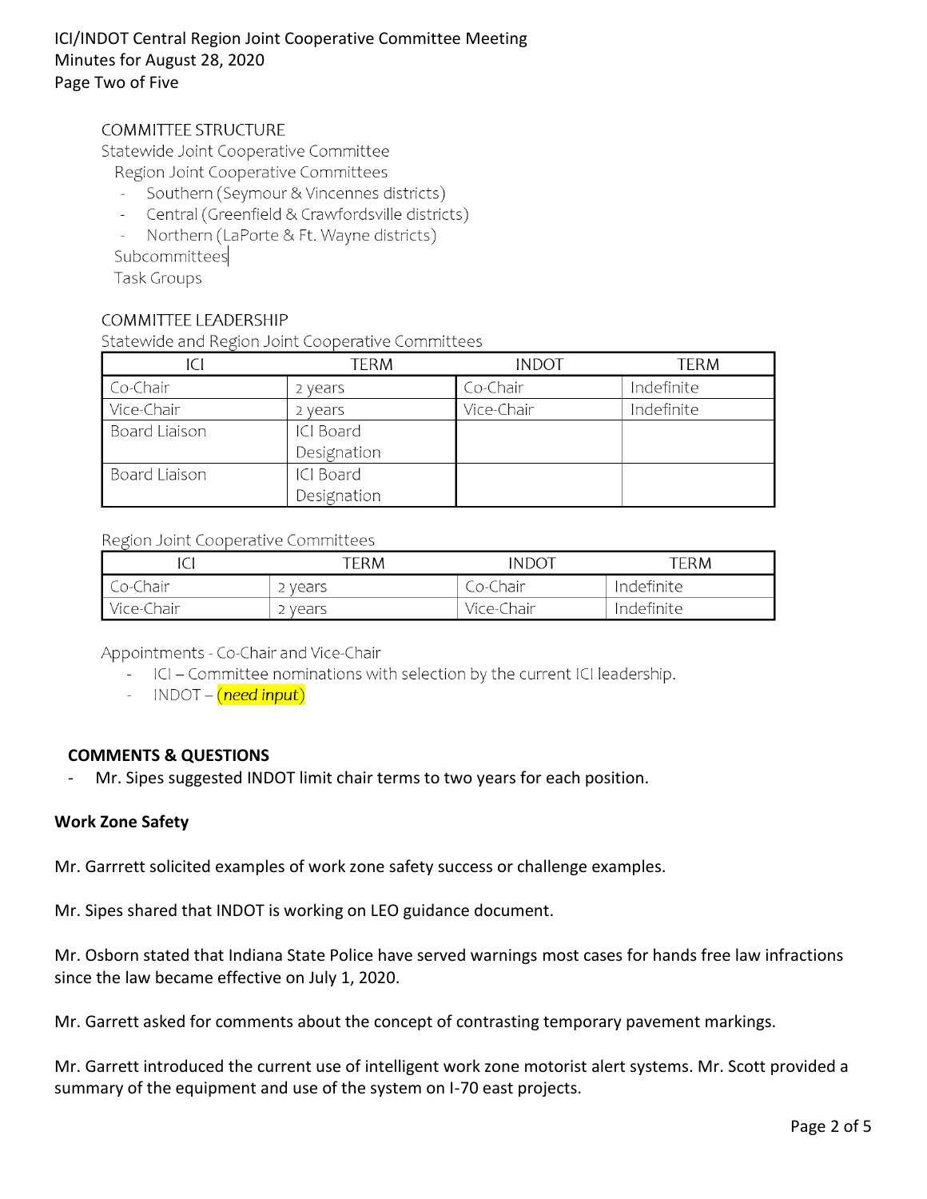COMMITTEE STRUCTURE

Statewide Joint Cooperative Committee

Region Joint Cooperative Committees

- Southern (Seymour & Vincennes districts)
- Central (Greenfield & Crawfordsville districts)
- Northern (LaPorte & Ft. Wayne districts)

Subcommittees

Task Groups

COMMITTEE LEADERSHIP

Statewide and Region Joint Cooperative Committees

| ICI | TERM | INDOT | TERM |
|---|---|---|---|
| Co-Chair | 2 years | Co-Chair | Indefinite |
| Vice-Chair | 2 years | Vice-Chair | Indefinite |
| Board Liaison | ICI Board Designation | | |
| Board Liaison | ICI Board Designation | | |

Region Joint Cooperative Committees

| ICI | TERM | INDOT | TERM |
|---|---|---|---|
| Co-Chair | 2 years | Co-Chair | Indefinite |
| Vice-Chair | 2 years | Vice-Chair | Indefinite |

Appointments - Co-Chair and Vice-Chair

- ICI – Committee nominations with selection by the current ICI leadership.
- INDOT – (*need input*)

**COMMENTS & QUESTIONS**

- Mr. Sipes suggested INDOT limit chair terms to two years for each position.

**Work Zone Safety**

Mr. Garrrett solicited examples of work zone safety success or challenge examples.

Mr. Sipes shared that INDOT is working on LEO guidance document.

Mr. Osborn stated that Indiana State Police have served warnings most cases for hands free law infractions since the law became effective on July 1, 2020.

Mr. Garrett asked for comments about the concept of contrasting temporary pavement markings.

Mr. Garrett introduced the current use of intelligent work zone motorist alert systems. Mr. Scott provided a summary of the equipment and use of the system on I-70 east projects.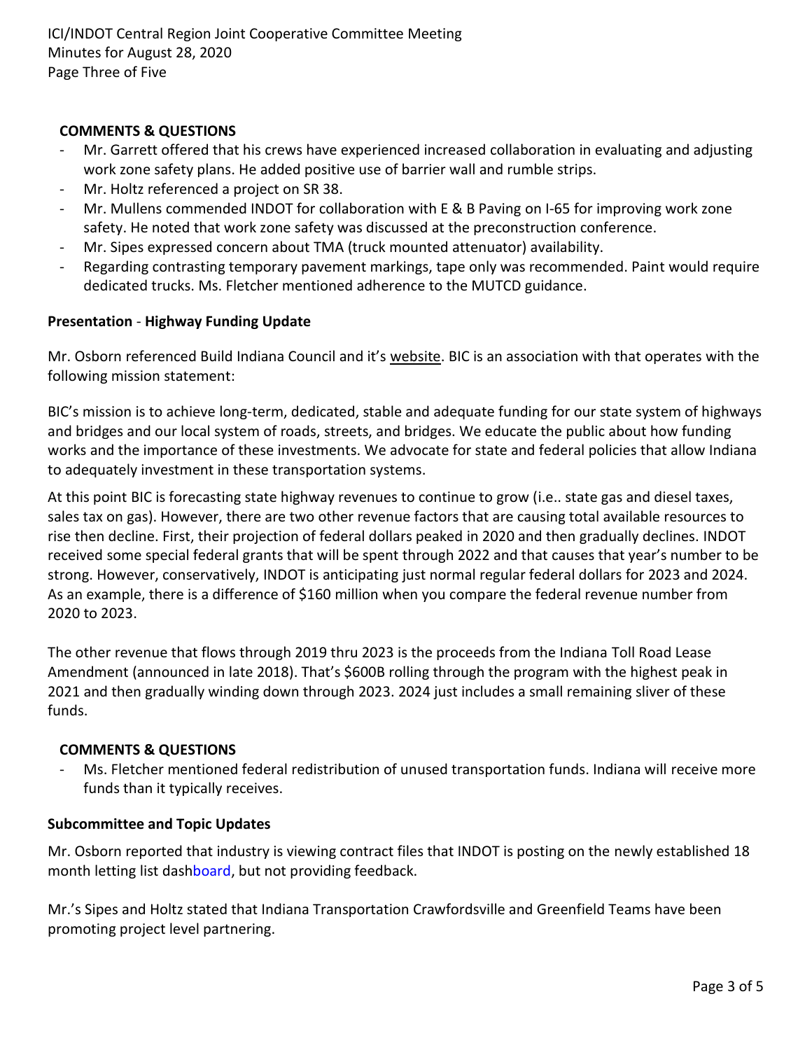**COMMENTS & QUESTIONS**

- Mr. Garrett offered that his crews have experienced increased collaboration in evaluating and adjusting work zone safety plans. He added positive use of barrier wall and rumble strips.
- Mr. Holtz referenced a project on SR 38.
- Mr. Mullens commended INDOT for collaboration with E & B Paving on I-65 for improving work zone safety. He noted that work zone safety was discussed at the preconstruction conference.
- Mr. Sipes expressed concern about TMA (truck mounted attenuator) availability.
- Regarding contrasting temporary pavement markings, tape only was recommended. Paint would require dedicated trucks. Ms. Fletcher mentioned adherence to the MUTCD guidance.

**Presentation** - **Highway Funding Update**

Mr. Osborn referenced Build Indiana Council and it's website. BIC is an association with that operates with the following mission statement:

BIC's mission is to achieve long-term, dedicated, stable and adequate funding for our state system of highways and bridges and our local system of roads, streets, and bridges. We educate the public about how funding works and the importance of these investments. We advocate for state and federal policies that allow Indiana to adequately investment in these transportation systems.

At this point BIC is forecasting state highway revenues to continue to grow (i.e.. state gas and diesel taxes, sales tax on gas). However, there are two other revenue factors that are causing total available resources to rise then decline. First, their projection of federal dollars peaked in 2020 and then gradually declines. INDOT received some special federal grants that will be spent through 2022 and that causes that year's number to be strong. However, conservatively, INDOT is anticipating just normal regular federal dollars for 2023 and 2024. As an example, there is a difference of \$160 million when you compare the federal revenue number from 2020 to 2023.

The other revenue that flows through 2019 thru 2023 is the proceeds from the Indiana Toll Road Lease Amendment (announced in late 2018). That's \$600B rolling through the program with the highest peak in 2021 and then gradually winding down through 2023. 2024 just includes a small remaining sliver of these funds.

**COMMENTS & QUESTIONS**

- Ms. Fletcher mentioned federal redistribution of unused transportation funds. Indiana will receive more funds than it typically receives.

**Subcommittee and Topic Updates**

Mr. Osborn reported that industry is viewing contract files that INDOT is posting on the newly established 18 month letting list dashboard, but not providing feedback.

Mr.'s Sipes and Holtz stated that Indiana Transportation Crawfordsville and Greenfield Teams have been promoting project level partnering.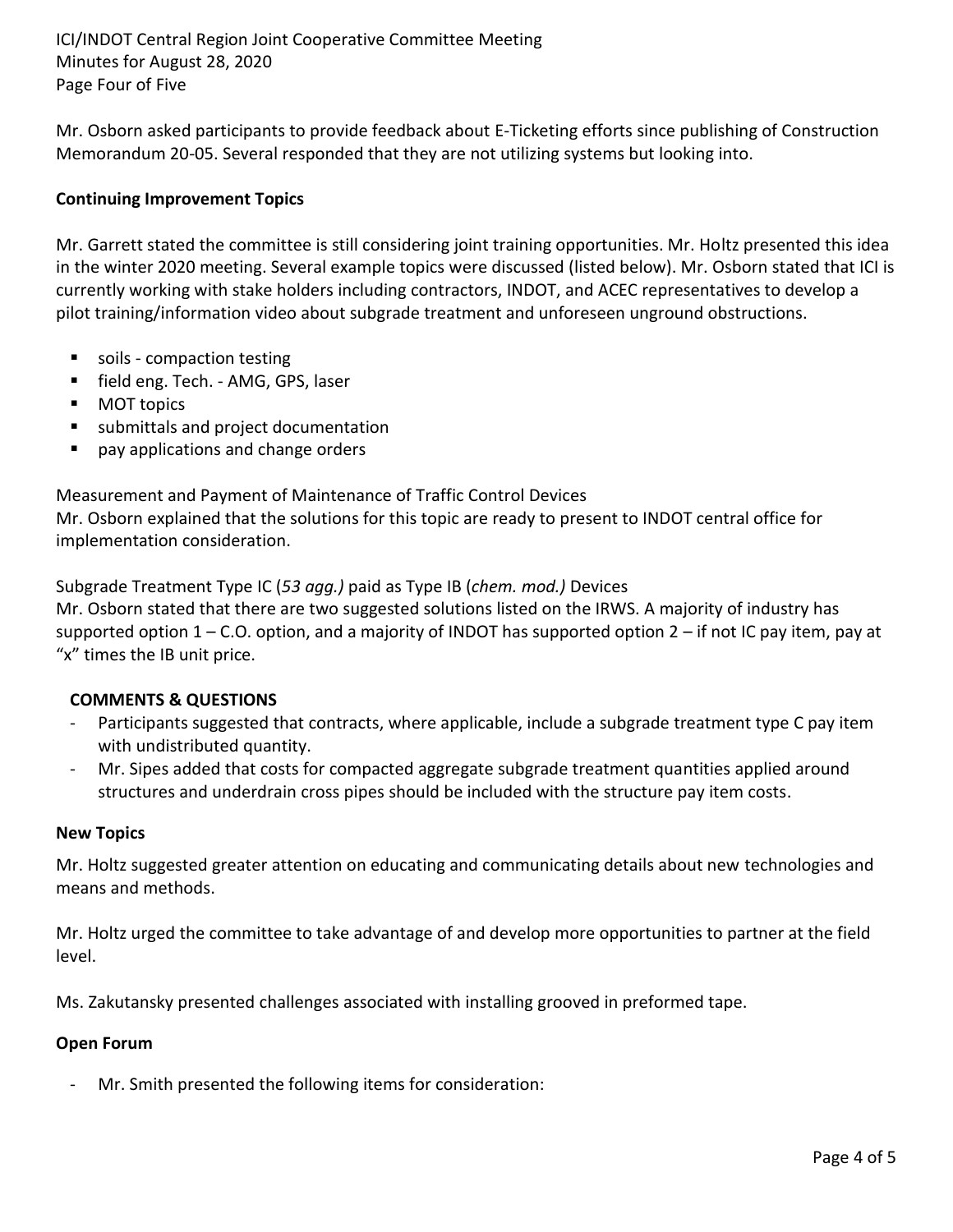Mr. Osborn asked participants to provide feedback about E-Ticketing efforts since publishing of Construction Memorandum 20-05. Several responded that they are not utilizing systems but looking into.

**Continuing Improvement Topics**

Mr. Garrett stated the committee is still considering joint training opportunities. Mr. Holtz presented this idea in the winter 2020 meeting. Several example topics were discussed (listed below). Mr. Osborn stated that ICI is currently working with stake holders including contractors, INDOT, and ACEC representatives to develop a pilot training/information video about subgrade treatment and unforeseen unground obstructions.

- soils - compaction testing
- field eng. Tech. - AMG, GPS, laser
- MOT topics
- submittals and project documentation
- pay applications and change orders

Measurement and Payment of Maintenance of Traffic Control Devices
Mr. Osborn explained that the solutions for this topic are ready to present to INDOT central office for implementation consideration.

Subgrade Treatment Type IC (*53 agg.)* paid as Type IB (*chem. mod.)* Devices
Mr. Osborn stated that there are two suggested solutions listed on the IRWS. A majority of industry has supported option 1 – C.O. option, and a majority of INDOT has supported option 2 – if not IC pay item, pay at "x" times the IB unit price.

**COMMENTS & QUESTIONS**

- Participants suggested that contracts, where applicable, include a subgrade treatment type C pay item with undistributed quantity.
- Mr. Sipes added that costs for compacted aggregate subgrade treatment quantities applied around structures and underdrain cross pipes should be included with the structure pay item costs.

**New Topics**

Mr. Holtz suggested greater attention on educating and communicating details about new technologies and means and methods.

Mr. Holtz urged the committee to take advantage of and develop more opportunities to partner at the field level.

Ms. Zakutansky presented challenges associated with installing grooved in preformed tape.

**Open Forum**

- Mr. Smith presented the following items for consideration: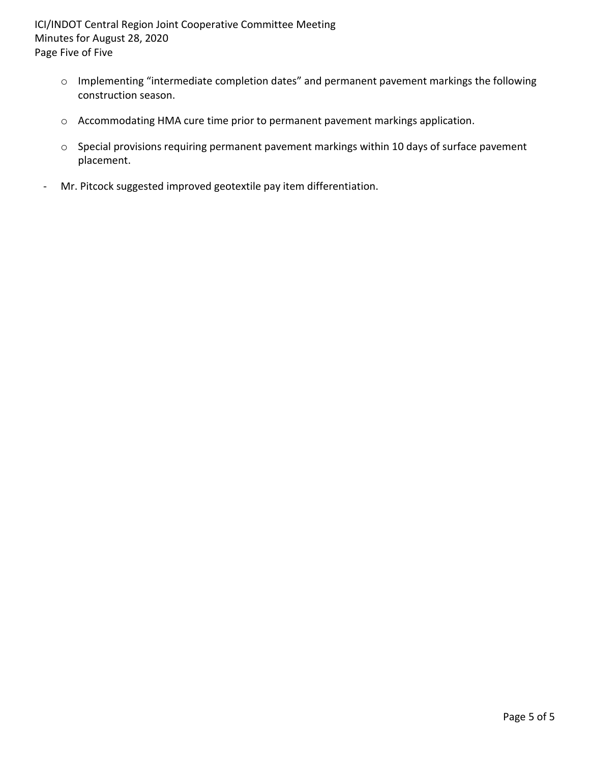- Implementing "intermediate completion dates" and permanent pavement markings the following construction season.
  - Accommodating HMA cure time prior to permanent pavement markings application.
  - Special provisions requiring permanent pavement markings within 10 days of surface pavement placement.
- Mr. Pitcock suggested improved geotextile pay item differentiation.